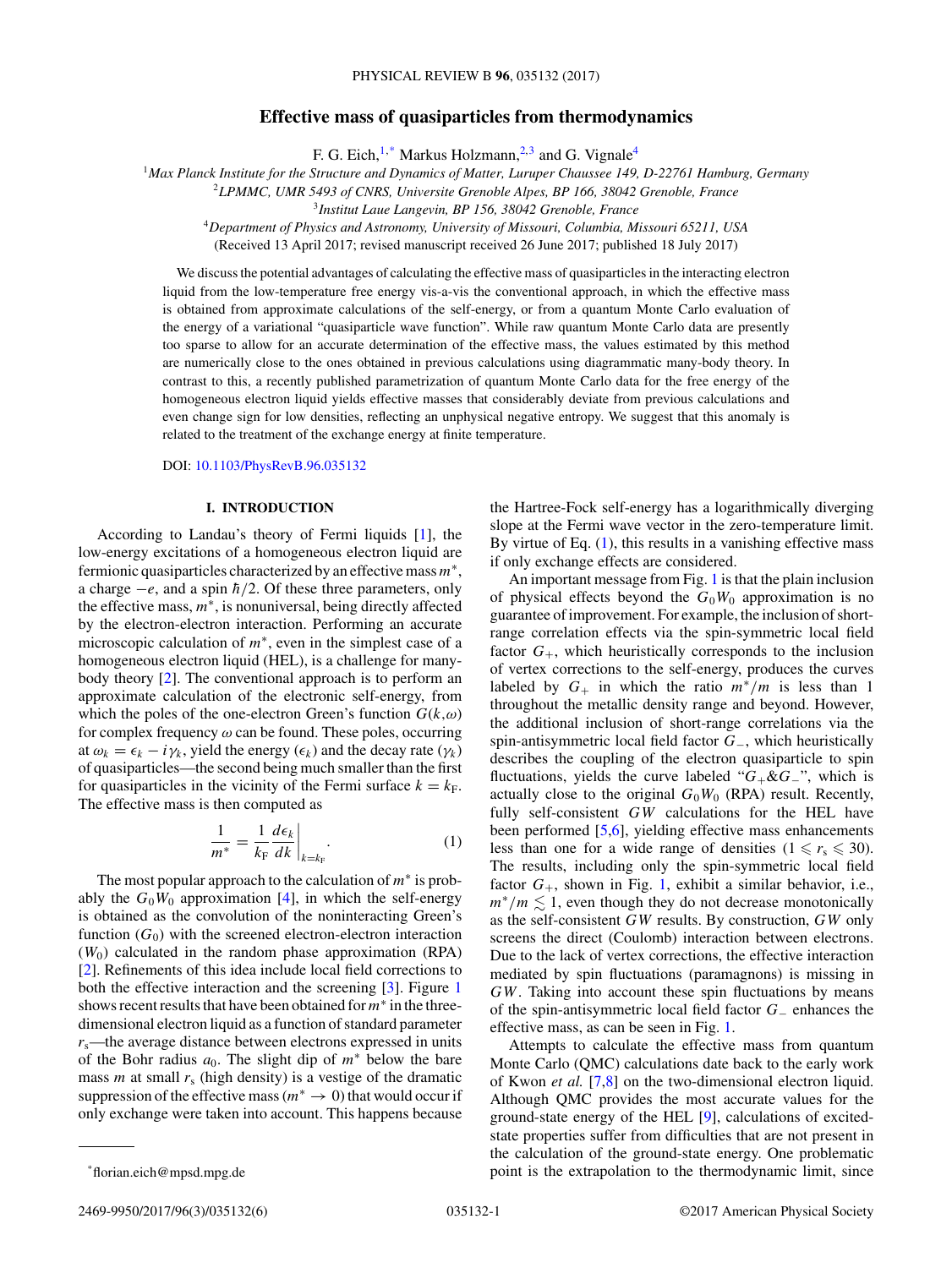# Effective mass of quasiparticles from thermodynamics

F. G. Eich,[1,*] Markus Holzmann,[2,3] and G. Vignale[4]

[1]*Max Planck Institute for the Structure and Dynamics of Matter, Luruper Chaussee 149, D-22761 Hamburg, Germany*

[2]*LPMMC, UMR 5493 of CNRS, Universite Grenoble Alpes, BP 166, 38042 Grenoble, France*

[3]*Institut Laue Langevin, BP 156, 38042 Grenoble, France*

[4]*Department of Physics and Astronomy, University of Missouri, Columbia, Missouri 65211, USA*

(Received 13 April 2017; revised manuscript received 26 June 2017; published 18 July 2017)

We discuss the potential advantages of calculating the effective mass of quasiparticles in the interacting electron liquid from the low-temperature free energy vis-a-vis the conventional approach, in which the effective mass is obtained from approximate calculations of the self-energy, or from a quantum Monte Carlo evaluation of the energy of a variational "quasiparticle wave function". While raw quantum Monte Carlo data are presently too sparse to allow for an accurate determination of the effective mass, the values estimated by this method are numerically close to the ones obtained in previous calculations using diagrammatic many-body theory. In contrast to this, a recently published parametrization of quantum Monte Carlo data for the free energy of the homogeneous electron liquid yields effective masses that considerably deviate from previous calculations and even change sign for low densities, reflecting an unphysical negative entropy. We suggest that this anomaly is related to the treatment of the exchange energy at finite temperature.

DOI: 10.1103/PhysRevB.96.035132

## I. INTRODUCTION

According to Landau's theory of Fermi liquids [1], the low-energy excitations of a homogeneous electron liquid are fermionic quasiparticles characterized by an effective mass $m^*$, a charge $-e$, and a spin $\hbar/2$. Of these three parameters, only the effective mass, $m^*$, is nonuniversal, being directly affected by the electron-electron interaction. Performing an accurate microscopic calculation of $m^*$, even in the simplest case of a homogeneous electron liquid (HEL), is a challenge for many-body theory [2]. The conventional approach is to perform an approximate calculation of the electronic self-energy, from which the poles of the one-electron Green's function $G(k,\omega)$ for complex frequency $\omega$ can be found. These poles, occurring at $\omega_k = \epsilon_k - i\gamma_k$, yield the energy ($\epsilon_k$) and the decay rate ($\gamma_k$) of quasiparticles—the second being much smaller than the first for quasiparticles in the vicinity of the Fermi surface $k = k_{\rm F}$. The effective mass is then computed as

$$\frac{1}{m^*} = \frac{1}{k_{\rm F}} \frac{d\epsilon_k}{dk}\bigg|_{k=k_{\rm F}}. \tag{1}$$

The most popular approach to the calculation of $m^*$ is probably the $G_0W_0$ approximation [4], in which the self-energy is obtained as the convolution of the noninteracting Green's function ($G_0$) with the screened electron-electron interaction ($W_0$) calculated in the random phase approximation (RPA) [2]. Refinements of this idea include local field corrections to both the effective interaction and the screening [3]. Figure 1 shows recent results that have been obtained for $m^*$ in the three-dimensional electron liquid as a function of standard parameter $r_{\rm s}$—the average distance between electrons expressed in units of the Bohr radius $a_0$. The slight dip of $m^*$ below the bare mass $m$ at small $r_{\rm s}$ (high density) is a vestige of the dramatic suppression of the effective mass ($m^* \to 0$) that would occur if only exchange were taken into account. This happens because the Hartree-Fock self-energy has a logarithmically diverging slope at the Fermi wave vector in the zero-temperature limit. By virtue of Eq. (1), this results in a vanishing effective mass if only exchange effects are considered.

An important message from Fig. 1 is that the plain inclusion of physical effects beyond the $G_0W_0$ approximation is no guarantee of improvement. For example, the inclusion of short-range correlation effects via the spin-symmetric local field factor $G_+$, which heuristically corresponds to the inclusion of vertex corrections to the self-energy, produces the curves labeled by $G_+$ in which the ratio $m^*/m$ is less than 1 throughout the metallic density range and beyond. However, the additional inclusion of short-range correlations via the spin-antisymmetric local field factor $G_-$, which heuristically describes the coupling of the electron quasiparticle to spin fluctuations, yields the curve labeled "$G_+\&G_-$", which is actually close to the original $G_0W_0$ (RPA) result. Recently, fully self-consistent $GW$ calculations for the HEL have been performed [5,6], yielding effective mass enhancements less than one for a wide range of densities ($1 \leqslant r_{\rm s} \leqslant 30$). The results, including only the spin-symmetric local field factor $G_+$, shown in Fig. 1, exhibit a similar behavior, i.e., $m^*/m \lesssim 1$, even though they do not decrease monotonically as the self-consistent $GW$ results. By construction, $GW$ only screens the direct (Coulomb) interaction between electrons. Due to the lack of vertex corrections, the effective interaction mediated by spin fluctuations (paramagnons) is missing in $GW$. Taking into account these spin fluctuations by means of the spin-antisymmetric local field factor $G_-$ enhances the effective mass, as can be seen in Fig. 1.

Attempts to calculate the effective mass from quantum Monte Carlo (QMC) calculations date back to the early work of Kwon *et al.* [7,8] on the two-dimensional electron liquid. Although QMC provides the most accurate values for the ground-state energy of the HEL [9], calculations of excited-state properties suffer from difficulties that are not present in the calculation of the ground-state energy. One problematic point is the extrapolation to the thermodynamic limit, since

*florian.eich@mpsd.mpg.de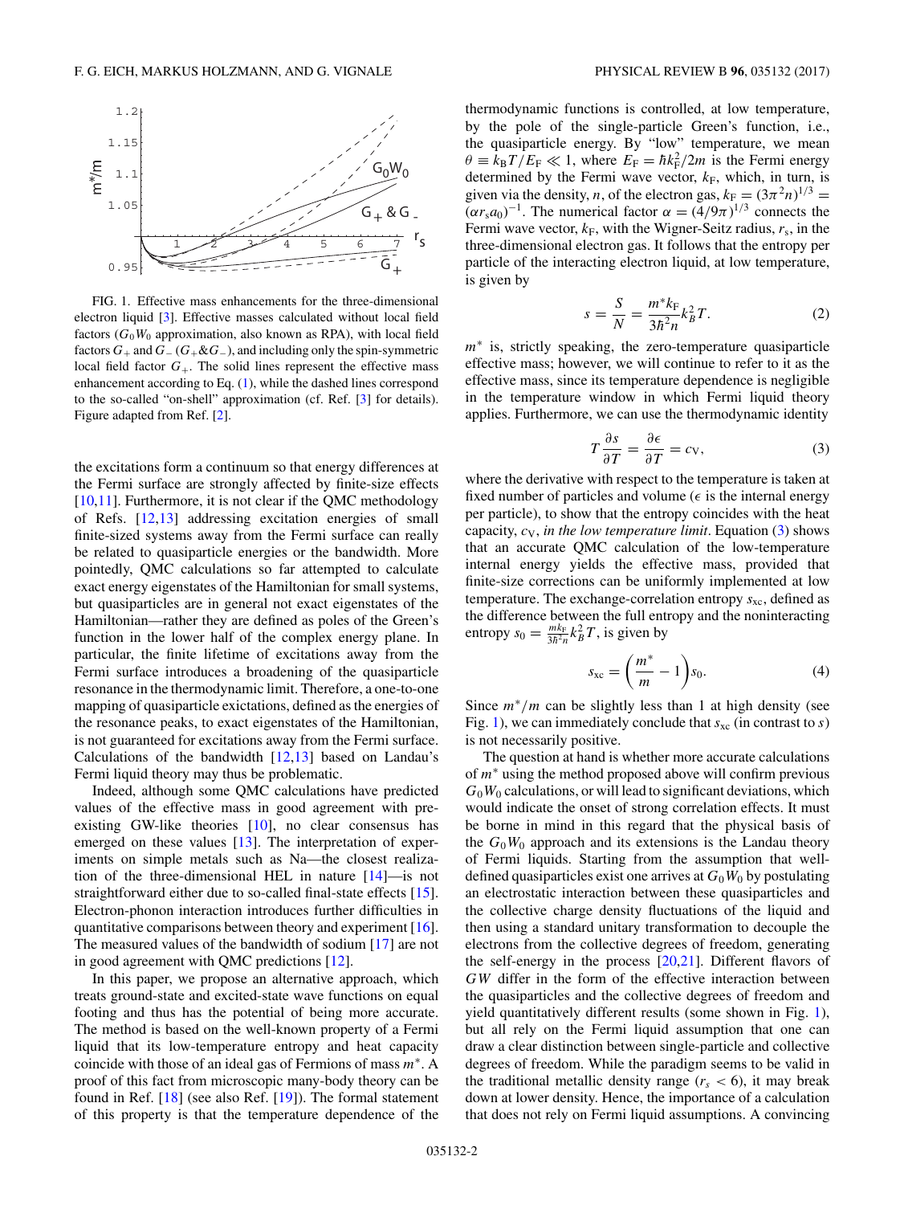FIG. 1. Effective mass enhancements for the three-dimensional electron liquid [3]. Effective masses calculated without local field factors ($G_0W_0$ approximation, also known as RPA), with local field factors $G_+$ and $G_-$ ($G_+$&$G_-$), and including only the spin-symmetric local field factor $G_+$. The solid lines represent the effective mass enhancement according to Eq. (1), while the dashed lines correspond to the so-called "on-shell" approximation (cf. Ref. [3] for details). Figure adapted from Ref. [2].

the excitations form a continuum so that energy differences at the Fermi surface are strongly affected by finite-size effects [10,11]. Furthermore, it is not clear if the QMC methodology of Refs. [12,13] addressing excitation energies of small finite-sized systems away from the Fermi surface can really be related to quasiparticle energies or the bandwidth. More pointedly, QMC calculations so far attempted to calculate exact energy eigenstates of the Hamiltonian for small systems, but quasiparticles are in general not exact eigenstates of the Hamiltonian—rather they are defined as poles of the Green's function in the lower half of the complex energy plane. In particular, the finite lifetime of excitations away from the Fermi surface introduces a broadening of the quasiparticle resonance in the thermodynamic limit. Therefore, a one-to-one mapping of quasiparticle exictations, defined as the energies of the resonance peaks, to exact eigenstates of the Hamiltonian, is not guaranteed for excitations away from the Fermi surface. Calculations of the bandwidth [12,13] based on Landau's Fermi liquid theory may thus be problematic.

Indeed, although some QMC calculations have predicted values of the effective mass in good agreement with preexisting GW-like theories [10], no clear consensus has emerged on these values [13]. The interpretation of experiments on simple metals such as Na—the closest realization of the three-dimensional HEL in nature [14]—is not straightforward either due to so-called final-state effects [15]. Electron-phonon interaction introduces further difficulties in quantitative comparisons between theory and experiment [16]. The measured values of the bandwidth of sodium [17] are not in good agreement with QMC predictions [12].

In this paper, we propose an alternative approach, which treats ground-state and excited-state wave functions on equal footing and thus has the potential of being more accurate. The method is based on the well-known property of a Fermi liquid that its low-temperature entropy and heat capacity coincide with those of an ideal gas of Fermions of mass $m^*$. A proof of this fact from microscopic many-body theory can be found in Ref. [18] (see also Ref. [19]). The formal statement of this property is that the temperature dependence of the thermodynamic functions is controlled, at low temperature, by the pole of the single-particle Green's function, i.e., the quasiparticle energy. By "low" temperature, we mean $\theta \equiv k_B T/E_F \ll 1$, where $E_F = \hbar k_F^2/2m$ is the Fermi energy determined by the Fermi wave vector, $k_F$, which, in turn, is given via the density, $n$, of the electron gas, $k_F = (3\pi^2 n)^{1/3} = (\alpha r_s a_0)^{-1}$. The numerical factor $\alpha = (4/9\pi)^{1/3}$ connects the Fermi wave vector, $k_F$, with the Wigner-Seitz radius, $r_s$, in the three-dimensional electron gas. It follows that the entropy per particle of the interacting electron liquid, at low temperature, is given by

$$s = \frac{S}{N} = \frac{m^* k_F}{3\hbar^2 n} k_B^2 T. \quad (2)$$

$m^*$ is, strictly speaking, the zero-temperature quasiparticle effective mass; however, we will continue to refer to it as the effective mass, since its temperature dependence is negligible in the temperature window in which Fermi liquid theory applies. Furthermore, we can use the thermodynamic identity

$$T \frac{\partial s}{\partial T} = \frac{\partial \epsilon}{\partial T} = c_V, \quad (3)$$

where the derivative with respect to the temperature is taken at fixed number of particles and volume ($\epsilon$ is the internal energy per particle), to show that the entropy coincides with the heat capacity, $c_V$, *in the low temperature limit*. Equation (3) shows that an accurate QMC calculation of the low-temperature internal energy yields the effective mass, provided that finite-size corrections can be uniformly implemented at low temperature. The exchange-correlation entropy $s_{xc}$, defined as the difference between the full entropy and the noninteracting entropy $s_0 = \frac{m k_F}{3\hbar^2 n} k_B^2 T$, is given by

$$s_{xc} = \left(\frac{m^*}{m} - 1\right) s_0. \quad (4)$$

Since $m^*/m$ can be slightly less than 1 at high density (see Fig. 1), we can immediately conclude that $s_{xc}$ (in contrast to $s$) is not necessarily positive.

The question at hand is whether more accurate calculations of $m^*$ using the method proposed above will confirm previous $G_0W_0$ calculations, or will lead to significant deviations, which would indicate the onset of strong correlation effects. It must be borne in mind in this regard that the physical basis of the $G_0W_0$ approach and its extensions is the Landau theory of Fermi liquids. Starting from the assumption that well-defined quasiparticles exist one arrives at $G_0W_0$ by postulating an electrostatic interaction between these quasiparticles and the collective charge density fluctuations of the liquid and then using a standard unitary transformation to decouple the electrons from the collective degrees of freedom, generating the self-energy in the process [20,21]. Different flavors of $GW$ differ in the form of the effective interaction between the quasiparticles and the collective degrees of freedom and yield quantitatively different results (some shown in Fig. 1), but all rely on the Fermi liquid assumption that one can draw a clear distinction between single-particle and collective degrees of freedom. While the paradigm seems to be valid in the traditional metallic density range ($r_s < 6$), it may break down at lower density. Hence, the importance of a calculation that does not rely on Fermi liquid assumptions. A convincing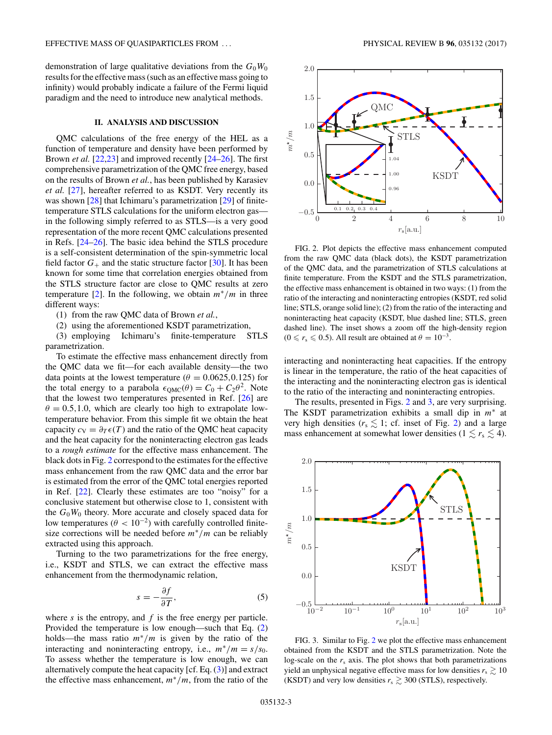demonstration of large qualitative deviations from the $G_0W_0$ results for the effective mass (such as an effective mass going to infinity) would probably indicate a failure of the Fermi liquid paradigm and the need to introduce new analytical methods.

## II. ANALYSIS AND DISCUSSION

QMC calculations of the free energy of the HEL as a function of temperature and density have been performed by Brown *et al.* [22,23] and improved recently [24–26]. The first comprehensive parametrization of the QMC free energy, based on the results of Brown *et al.*, has been published by Karasiev *et al.* [27], hereafter referred to as KSDT. Very recently its was shown [28] that Ichimaru's parametrization [29] of finite-temperature STLS calculations for the uniform electron gas—in the following simply referred to as STLS—is a very good representation of the more recent QMC calculations presented in Refs. [24–26]. The basic idea behind the STLS procedure is a self-consistent determination of the spin-symmetric local field factor $G_+$ and the static structure factor [30]. It has been known for some time that correlation energies obtained from the STLS structure factor are close to QMC results at zero temperature [2]. In the following, we obtain $m^*/m$ in three different ways:

(1) from the raw QMC data of Brown *et al.*,

(2) using the aforementioned KSDT parametrization,

(3) employing Ichimaru's finite-temperature STLS parametrization.

To estimate the effective mass enhancement directly from the QMC data we fit—for each available density—the two data points at the lowest temperature ($\theta = 0.0625, 0.125$) for the total energy to a parabola $\epsilon_{\rm QMC}(\theta) = C_0 + C_2\theta^2$. Note that the lowest two temperatures presented in Ref. [26] are $\theta = 0.5, 1.0$, which are clearly too high to extrapolate low-temperature behavior. From this simple fit we obtain the heat capacity $c_V = \partial_T \epsilon(T)$ and the ratio of the QMC heat capacity and the heat capacity for the noninteracting electron gas leads to a *rough estimate* for the effective mass enhancement. The black dots in Fig. 2 correspond to the estimates for the effective mass enhancement from the raw QMC data and the error bar is estimated from the error of the QMC total energies reported in Ref. [22]. Clearly these estimates are too "noisy" for a conclusive statement but otherwise close to 1, consistent with the $G_0W_0$ theory. More accurate and closely spaced data for low temperatures ($\theta < 10^{-2}$) with carefully controlled finite-size corrections will be needed before $m^*/m$ can be reliably extracted using this approach.

Turning to the two parametrizations for the free energy, i.e., KSDT and STLS, we can extract the effective mass enhancement from the thermodynamic relation,

$$s = -\frac{\partial f}{\partial T}, \tag{5}$$

where $s$ is the entropy, and $f$ is the free energy per particle. Provided the temperature is low enough—such that Eq. (2) holds—the mass ratio $m^*/m$ is given by the ratio of the interacting and noninteracting entropy, i.e., $m^*/m = s/s_0$. To assess whether the temperature is low enough, we can alternatively compute the heat capacity [cf. Eq. (3)] and extract the effective mass enhancement, $m^*/m$, from the ratio of the interacting and noninteracting heat capacities. If the entropy is linear in the temperature, the ratio of the heat capacities of the interacting and the noninteracting electron gas is identical to the ratio of the interacting and noninteracting entropies.

FIG. 2. Plot depicts the effective mass enhancement computed from the raw QMC data (black dots), the KSDT parametrization of the QMC data, and the parametrization of STLS calculations at finite temperature. From the KSDT and the STLS parametrization, the effective mass enhancement is obtained in two ways: (1) from the ratio of the interacting and noninteracting entropies (KSDT, red solid line; STLS, orange solid line); (2) from the ratio of the interacting and noninteracting heat capacity (KSDT, blue dashed line; STLS, green dashed line). The inset shows a zoom off the high-density region ($0 \leqslant r_s \leqslant 0.5$). All result are obtained at $\theta = 10^{-3}$.

The results, presented in Figs. 2 and 3, are very surprising. The KSDT parametrization exhibits a small dip in $m^*$ at very high densities ($r_s \lesssim 1$; cf. inset of Fig. 2) and a large mass enhancement at somewhat lower densities ($1 \lesssim r_s \lesssim 4$).

FIG. 3. Similar to Fig. 2 we plot the effective mass enhancement obtained from the KSDT and the STLS parametrization. Note the log-scale on the $r_s$ axis. The plot shows that both parametrizations yield an unphysical negative effective mass for low densities $r_s \gtrsim 10$ (KSDT) and very low densities $r_s \gtrsim 300$ (STLS), respectively.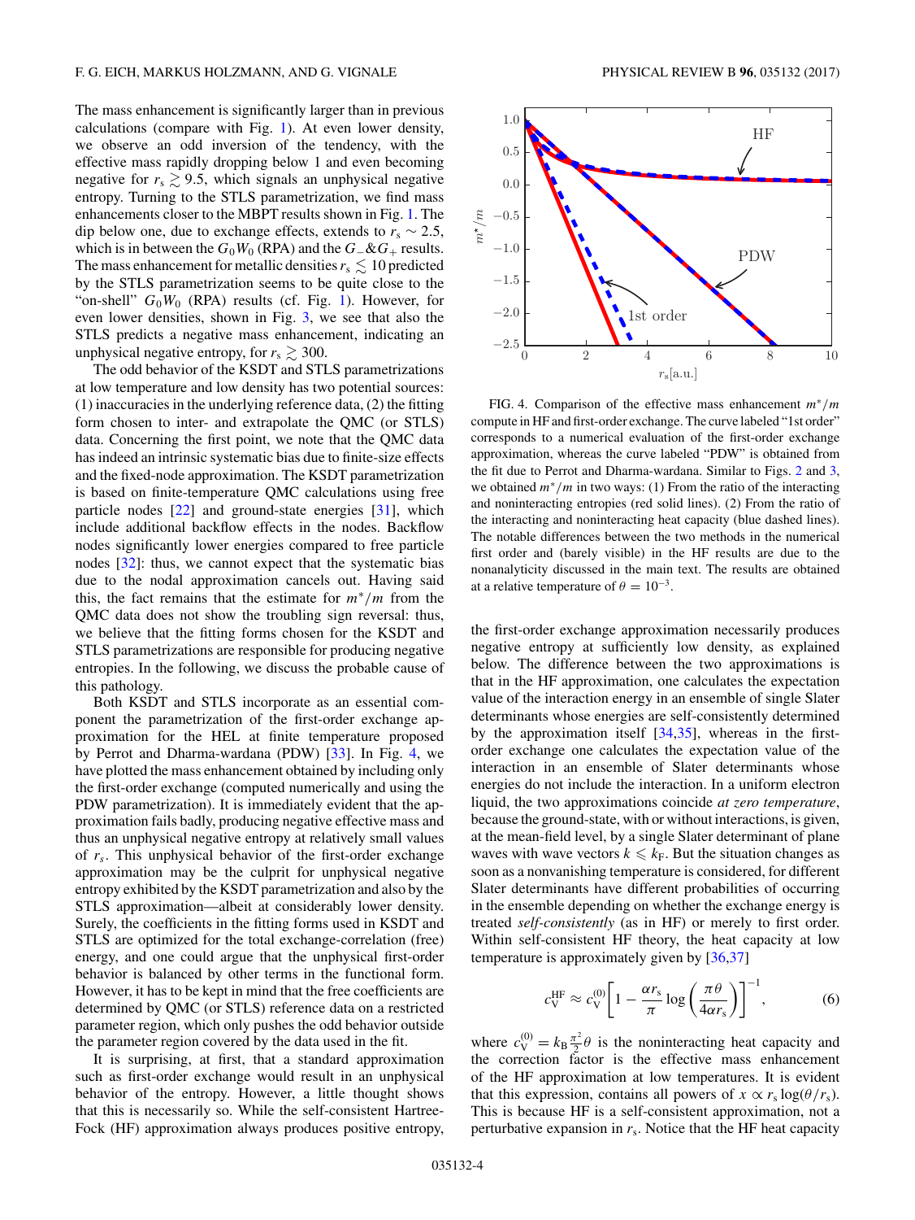The mass enhancement is significantly larger than in previous calculations (compare with Fig. 1). At even lower density, we observe an odd inversion of the tendency, with the effective mass rapidly dropping below 1 and even becoming negative for $r_s \gtrsim 9.5$, which signals an unphysical negative entropy. Turning to the STLS parametrization, we find mass enhancements closer to the MBPT results shown in Fig. 1. The dip below one, due to exchange effects, extends to $r_s \sim 2.5$, which is in between the $G_0W_0$ (RPA) and the $G_-\&G_+$ results. The mass enhancement for metallic densities $r_s \lesssim 10$ predicted by the STLS parametrization seems to be quite close to the "on-shell" $G_0W_0$ (RPA) results (cf. Fig. 1). However, for even lower densities, shown in Fig. 3, we see that also the STLS predicts a negative mass enhancement, indicating an unphysical negative entropy, for $r_s \gtrsim 300$.

The odd behavior of the KSDT and STLS parametrizations at low temperature and low density has two potential sources: (1) inaccuracies in the underlying reference data, (2) the fitting form chosen to inter- and extrapolate the QMC (or STLS) data. Concerning the first point, we note that the QMC data has indeed an intrinsic systematic bias due to finite-size effects and the fixed-node approximation. The KSDT parametrization is based on finite-temperature QMC calculations using free particle nodes [22] and ground-state energies [31], which include additional backflow effects in the nodes. Backflow nodes significantly lower energies compared to free particle nodes [32]: thus, we cannot expect that the systematic bias due to the nodal approximation cancels out. Having said this, the fact remains that the estimate for $m^*/m$ from the QMC data does not show the troubling sign reversal: thus, we believe that the fitting forms chosen for the KSDT and STLS parametrizations are responsible for producing negative entropies. In the following, we discuss the probable cause of this pathology.

Both KSDT and STLS incorporate as an essential component the parametrization of the first-order exchange approximation for the HEL at finite temperature proposed by Perrot and Dharma-wardana (PDW) [33]. In Fig. 4, we have plotted the mass enhancement obtained by including only the first-order exchange (computed numerically and using the PDW parametrization). It is immediately evident that the approximation fails badly, producing negative effective mass and thus an unphysical negative entropy at relatively small values of $r_s$. This unphysical behavior of the first-order exchange approximation may be the culprit for unphysical negative entropy exhibited by the KSDT parametrization and also by the STLS approximation—albeit at considerably lower density. Surely, the coefficients in the fitting forms used in KSDT and STLS are optimized for the total exchange-correlation (free) energy, and one could argue that the unphysical first-order behavior is balanced by other terms in the functional form. However, it has to be kept in mind that the free coefficients are determined by QMC (or STLS) reference data on a restricted parameter region, which only pushes the odd behavior outside the parameter region covered by the data used in the fit.

It is surprising, at first, that a standard approximation such as first-order exchange would result in an unphysical behavior of the entropy. However, a little thought shows that this is necessarily so. While the self-consistent Hartree-Fock (HF) approximation always produces positive entropy, the first-order exchange approximation necessarily produces negative entropy at sufficiently low density, as explained below. The difference between the two approximations is that in the HF approximation, one calculates the expectation value of the interaction energy in an ensemble of single Slater determinants whose energies are self-consistently determined by the approximation itself [34,35], whereas in the first-order exchange one calculates the expectation value of the interaction in an ensemble of Slater determinants whose energies do not include the interaction. In a uniform electron liquid, the two approximations coincide *at zero temperature*, because the ground-state, with or without interactions, is given, at the mean-field level, by a single Slater determinant of plane waves with wave vectors $k \leqslant k_F$. But the situation changes as soon as a nonvanishing temperature is considered, for different Slater determinants have different probabilities of occurring in the ensemble depending on whether the exchange energy is treated *self-consistently* (as in HF) or merely to first order. Within self-consistent HF theory, the heat capacity at low temperature is approximately given by [36,37]

$$c_V^{HF} \approx c_V^{(0)} \left[ 1 - \frac{\alpha r_s}{\pi} \log \left( \frac{\pi \theta}{4 \alpha r_s} \right) \right]^{-1}, \tag{6}$$

where $c_V^{(0)} = k_B \frac{\pi^2}{2} \theta$ is the noninteracting heat capacity and the correction factor is the effective mass enhancement of the HF approximation at low temperatures. It is evident that this expression, contains all powers of $x \propto r_s \log(\theta/r_s)$. This is because HF is a self-consistent approximation, not a perturbative expansion in $r_s$. Notice that the HF heat capacity

FIG. 4. Comparison of the effective mass enhancement $m^*/m$ compute in HF and first-order exchange. The curve labeled "1st order" corresponds to a numerical evaluation of the first-order exchange approximation, whereas the curve labeled "PDW" is obtained from the fit due to Perrot and Dharma-wardana. Similar to Figs. 2 and 3, we obtained $m^*/m$ in two ways: (1) From the ratio of the interacting and noninteracting entropies (red solid lines). (2) From the ratio of the interacting and noninteracting heat capacity (blue dashed lines). The notable differences between the two methods in the numerical first order and (barely visible) in the HF results are due to the nonanalyticity discussed in the main text. The results are obtained at a relative temperature of $\theta = 10^{-3}$.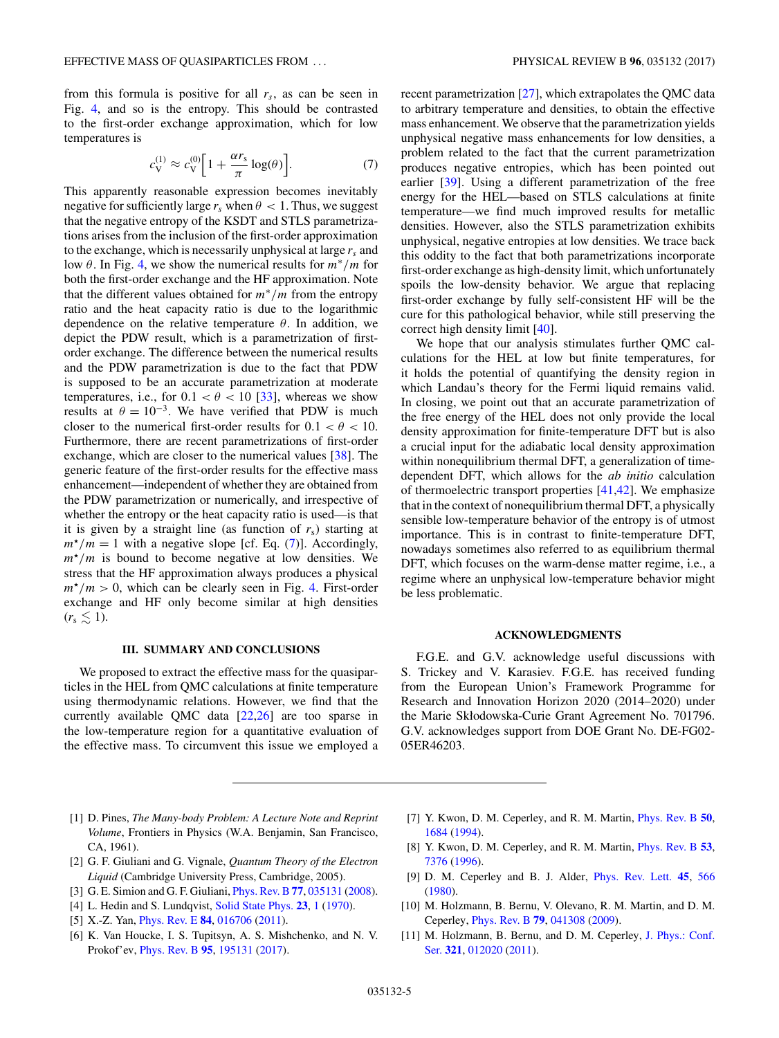from this formula is positive for all $r_s$, as can be seen in Fig. 4, and so is the entropy. This should be contrasted to the first-order exchange approximation, which for low temperatures is

$$c_V^{(1)} \approx c_V^{(0)}\left[1 + \frac{\alpha r_s}{\pi}\log(\theta)\right]. \tag{7}$$

This apparently reasonable expression becomes inevitably negative for sufficiently large $r_s$ when $\theta < 1$. Thus, we suggest that the negative entropy of the KSDT and STLS parametrizations arises from the inclusion of the first-order approximation to the exchange, which is necessarily unphysical at large $r_s$ and low $\theta$. In Fig. 4, we show the numerical results for $m^*/m$ for both the first-order exchange and the HF approximation. Note that the different values obtained for $m^*/m$ from the entropy ratio and the heat capacity ratio is due to the logarithmic dependence on the relative temperature $\theta$. In addition, we depict the PDW result, which is a parametrization of first-order exchange. The difference between the numerical results and the PDW parametrization is due to the fact that PDW is supposed to be an accurate parametrization at moderate temperatures, i.e., for $0.1 < \theta < 10$ [33], whereas we show results at $\theta = 10^{-3}$. We have verified that PDW is much closer to the numerical first-order results for $0.1 < \theta < 10$. Furthermore, there are recent parametrizations of first-order exchange, which are closer to the numerical values [38]. The generic feature of the first-order results for the effective mass enhancement—independent of whether they are obtained from the PDW parametrization or numerically, and irrespective of whether the entropy or the heat capacity ratio is used—is that it is given by a straight line (as function of $r_s$) starting at $m^\star/m = 1$ with a negative slope [cf. Eq. (7)]. Accordingly, $m^\star/m$ is bound to become negative at low densities. We stress that the HF approximation always produces a physical $m^\star/m > 0$, which can be clearly seen in Fig. 4. First-order exchange and HF only become similar at high densities ($r_s \lesssim 1$).

## III. SUMMARY AND CONCLUSIONS

We proposed to extract the effective mass for the quasiparticles in the HEL from QMC calculations at finite temperature using thermodynamic relations. However, we find that the currently available QMC data [22,26] are too sparse in the low-temperature region for a quantitative evaluation of the effective mass. To circumvent this issue we employed a recent parametrization [27], which extrapolates the QMC data to arbitrary temperature and densities, to obtain the effective mass enhancement. We observe that the parametrization yields unphysical negative mass enhancements for low densities, a problem related to the fact that the current parametrization produces negative entropies, which has been pointed out earlier [39]. Using a different parametrization of the free energy for the HEL—based on STLS calculations at finite temperature—we find much improved results for metallic densities. However, also the STLS parametrization exhibits unphysical, negative entropies at low densities. We trace back this oddity to the fact that both parametrizations incorporate first-order exchange as high-density limit, which unfortunately spoils the low-density behavior. We argue that replacing first-order exchange by fully self-consistent HF will be the cure for this pathological behavior, while still preserving the correct high density limit [40].

We hope that our analysis stimulates further QMC calculations for the HEL at low but finite temperatures, for it holds the potential of quantifying the density region in which Landau's theory for the Fermi liquid remains valid. In closing, we point out that an accurate parametrization of the free energy of the HEL does not only provide the local density approximation for finite-temperature DFT but is also a crucial input for the adiabatic local density approximation within nonequilibrium thermal DFT, a generalization of time-dependent DFT, which allows for the *ab initio* calculation of thermoelectric transport properties [41,42]. We emphasize that in the context of nonequilibrium thermal DFT, a physically sensible low-temperature behavior of the entropy is of utmost importance. This is in contrast to finite-temperature DFT, nowadays sometimes also referred to as equilibrium thermal DFT, which focuses on the warm-dense matter regime, i.e., a regime where an unphysical low-temperature behavior might be less problematic.

## ACKNOWLEDGMENTS

F.G.E. and G.V. acknowledge useful discussions with S. Trickey and V. Karasiev. F.G.E. has received funding from the European Union's Framework Programme for Research and Innovation Horizon 2020 (2014–2020) under the Marie Skłodowska-Curie Grant Agreement No. 701796. G.V. acknowledges support from DOE Grant No. DE-FG02-05ER46203.

---

[1] D. Pines, *The Many-body Problem: A Lecture Note and Reprint Volume*, Frontiers in Physics (W.A. Benjamin, San Francisco, CA, 1961).

[2] G. F. Giuliani and G. Vignale, *Quantum Theory of the Electron Liquid* (Cambridge University Press, Cambridge, 2005).

[3] G. E. Simion and G. F. Giuliani, Phys. Rev. B **77**, 035131 (2008).

[4] L. Hedin and S. Lundqvist, Solid State Phys. **23**, 1 (1970).

[5] X.-Z. Yan, Phys. Rev. E **84**, 016706 (2011).

[6] K. Van Houcke, I. S. Tupitsyn, A. S. Mishchenko, and N. V. Prokof'ev, Phys. Rev. B **95**, 195131 (2017).

[7] Y. Kwon, D. M. Ceperley, and R. M. Martin, Phys. Rev. B **50**, 1684 (1994).

[8] Y. Kwon, D. M. Ceperley, and R. M. Martin, Phys. Rev. B **53**, 7376 (1996).

[9] D. M. Ceperley and B. J. Alder, Phys. Rev. Lett. **45**, 566 (1980).

[10] M. Holzmann, B. Bernu, V. Olevano, R. M. Martin, and D. M. Ceperley, Phys. Rev. B **79**, 041308 (2009).

[11] M. Holzmann, B. Bernu, and D. M. Ceperley, J. Phys.: Conf. Ser. **321**, 012020 (2011).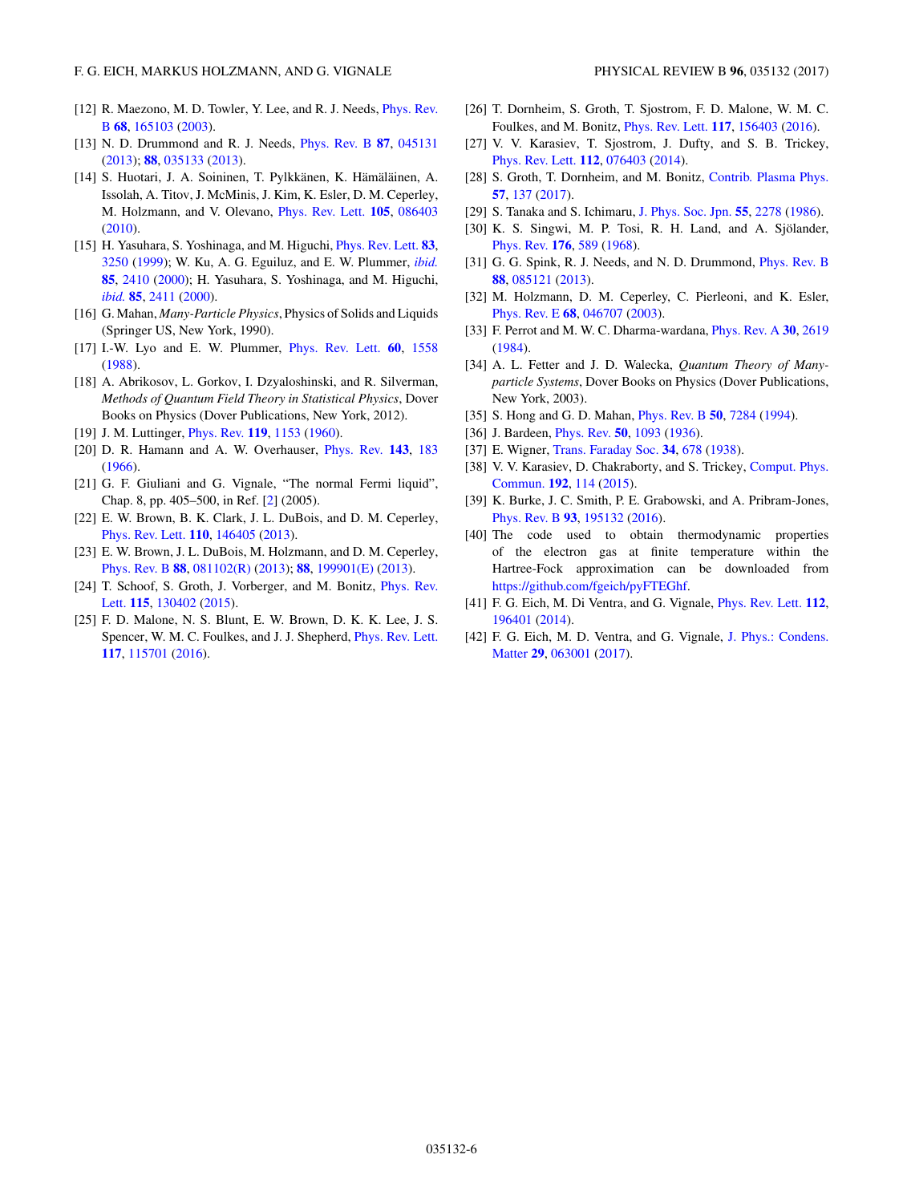[12] R. Maezono, M. D. Towler, Y. Lee, and R. J. Needs, Phys. Rev. B **68**, 165103 (2003).

[13] N. D. Drummond and R. J. Needs, Phys. Rev. B **87**, 045131 (2013); **88**, 035133 (2013).

[14] S. Huotari, J. A. Soininen, T. Pylkkänen, K. Hämäläinen, A. Issolah, A. Titov, J. McMinis, J. Kim, K. Esler, D. M. Ceperley, M. Holzmann, and V. Olevano, Phys. Rev. Lett. **105**, 086403 (2010).

[15] H. Yasuhara, S. Yoshinaga, and M. Higuchi, Phys. Rev. Lett. **83**, 3250 (1999); W. Ku, A. G. Eguiluz, and E. W. Plummer, *ibid.* **85**, 2410 (2000); H. Yasuhara, S. Yoshinaga, and M. Higuchi, *ibid.* **85**, 2411 (2000).

[16] G. Mahan, *Many-Particle Physics*, Physics of Solids and Liquids (Springer US, New York, 1990).

[17] I.-W. Lyo and E. W. Plummer, Phys. Rev. Lett. **60**, 1558 (1988).

[18] A. Abrikosov, L. Gorkov, I. Dzyaloshinski, and R. Silverman, *Methods of Quantum Field Theory in Statistical Physics*, Dover Books on Physics (Dover Publications, New York, 2012).

[19] J. M. Luttinger, Phys. Rev. **119**, 1153 (1960).

[20] D. R. Hamann and A. W. Overhauser, Phys. Rev. **143**, 183 (1966).

[21] G. F. Giuliani and G. Vignale, "The normal Fermi liquid", Chap. 8, pp. 405–500, in Ref. [2] (2005).

[22] E. W. Brown, B. K. Clark, J. L. DuBois, and D. M. Ceperley, Phys. Rev. Lett. **110**, 146405 (2013).

[23] E. W. Brown, J. L. DuBois, M. Holzmann, and D. M. Ceperley, Phys. Rev. B **88**, 081102(R) (2013); **88**, 199901(E) (2013).

[24] T. Schoof, S. Groth, J. Vorberger, and M. Bonitz, Phys. Rev. Lett. **115**, 130402 (2015).

[25] F. D. Malone, N. S. Blunt, E. W. Brown, D. K. K. Lee, J. S. Spencer, W. M. C. Foulkes, and J. J. Shepherd, Phys. Rev. Lett. **117**, 115701 (2016).

[26] T. Dornheim, S. Groth, T. Sjostrom, F. D. Malone, W. M. C. Foulkes, and M. Bonitz, Phys. Rev. Lett. **117**, 156403 (2016).

[27] V. V. Karasiev, T. Sjostrom, J. Dufty, and S. B. Trickey, Phys. Rev. Lett. **112**, 076403 (2014).

[28] S. Groth, T. Dornheim, and M. Bonitz, Contrib. Plasma Phys. **57**, 137 (2017).

[29] S. Tanaka and S. Ichimaru, J. Phys. Soc. Jpn. **55**, 2278 (1986).

[30] K. S. Singwi, M. P. Tosi, R. H. Land, and A. Sjölander, Phys. Rev. **176**, 589 (1968).

[31] G. G. Spink, R. J. Needs, and N. D. Drummond, Phys. Rev. B **88**, 085121 (2013).

[32] M. Holzmann, D. M. Ceperley, C. Pierleoni, and K. Esler, Phys. Rev. E **68**, 046707 (2003).

[33] F. Perrot and M. W. C. Dharma-wardana, Phys. Rev. A **30**, 2619 (1984).

[34] A. L. Fetter and J. D. Walecka, *Quantum Theory of Many-particle Systems*, Dover Books on Physics (Dover Publications, New York, 2003).

[35] S. Hong and G. D. Mahan, Phys. Rev. B **50**, 7284 (1994).

[36] J. Bardeen, Phys. Rev. **50**, 1093 (1936).

[37] E. Wigner, Trans. Faraday Soc. **34**, 678 (1938).

[38] V. V. Karasiev, D. Chakraborty, and S. Trickey, Comput. Phys. Commun. **192**, 114 (2015).

[39] K. Burke, J. C. Smith, P. E. Grabowski, and A. Pribram-Jones, Phys. Rev. B **93**, 195132 (2016).

[40] The code used to obtain thermodynamic properties of the electron gas at finite temperature within the Hartree-Fock approximation can be downloaded from https://github.com/fgeich/pyFTEGhf.

[41] F. G. Eich, M. Di Ventra, and G. Vignale, Phys. Rev. Lett. **112**, 196401 (2014).

[42] F. G. Eich, M. D. Ventra, and G. Vignale, J. Phys.: Condens. Matter **29**, 063001 (2017).